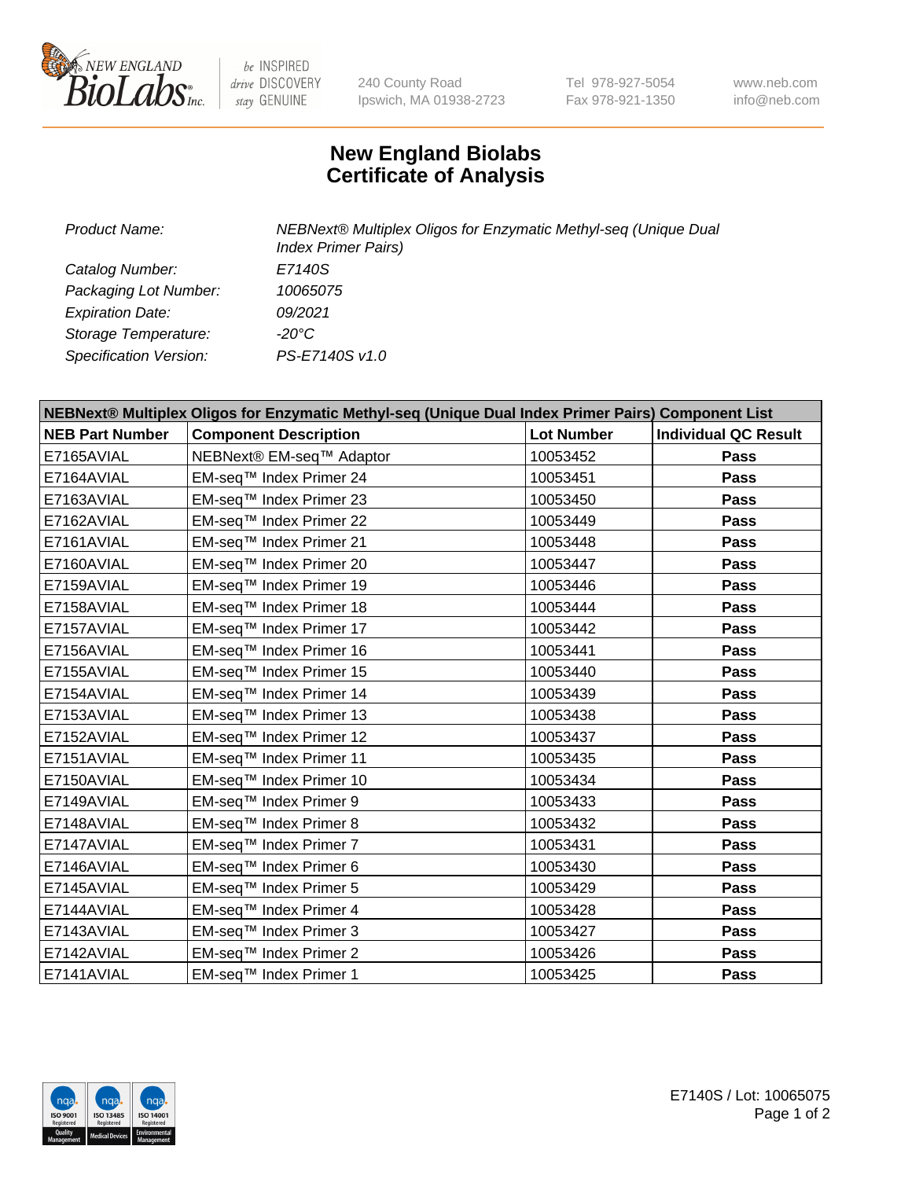# New England Biolabs
# Certificate of Analysis

| | |
|---|---|
| *Product Name:* | *NEBNext® Multiplex Oligos for Enzymatic Methyl-seq (Unique Dual Index Primer Pairs)* |
| *Catalog Number:* | *E7140S* |
| *Packaging Lot Number:* | *10065075* |
| *Expiration Date:* | *09/2021* |
| *Storage Temperature:* | *-20°C* |
| *Specification Version:* | *PS-E7140S v1.0* |

| NEBNext® Multiplex Oligos for Enzymatic Methyl-seq (Unique Dual Index Primer Pairs) Component List | | | |
|---|---|---|---|
| **NEB Part Number** | **Component Description** | **Lot Number** | **Individual QC Result** |
| E7165AVIAL | NEBNext® EM-seq™ Adaptor | 10053452 | **Pass** |
| E7164AVIAL | EM-seq™ Index Primer 24 | 10053451 | **Pass** |
| E7163AVIAL | EM-seq™ Index Primer 23 | 10053450 | **Pass** |
| E7162AVIAL | EM-seq™ Index Primer 22 | 10053449 | **Pass** |
| E7161AVIAL | EM-seq™ Index Primer 21 | 10053448 | **Pass** |
| E7160AVIAL | EM-seq™ Index Primer 20 | 10053447 | **Pass** |
| E7159AVIAL | EM-seq™ Index Primer 19 | 10053446 | **Pass** |
| E7158AVIAL | EM-seq™ Index Primer 18 | 10053444 | **Pass** |
| E7157AVIAL | EM-seq™ Index Primer 17 | 10053442 | **Pass** |
| E7156AVIAL | EM-seq™ Index Primer 16 | 10053441 | **Pass** |
| E7155AVIAL | EM-seq™ Index Primer 15 | 10053440 | **Pass** |
| E7154AVIAL | EM-seq™ Index Primer 14 | 10053439 | **Pass** |
| E7153AVIAL | EM-seq™ Index Primer 13 | 10053438 | **Pass** |
| E7152AVIAL | EM-seq™ Index Primer 12 | 10053437 | **Pass** |
| E7151AVIAL | EM-seq™ Index Primer 11 | 10053435 | **Pass** |
| E7150AVIAL | EM-seq™ Index Primer 10 | 10053434 | **Pass** |
| E7149AVIAL | EM-seq™ Index Primer 9 | 10053433 | **Pass** |
| E7148AVIAL | EM-seq™ Index Primer 8 | 10053432 | **Pass** |
| E7147AVIAL | EM-seq™ Index Primer 7 | 10053431 | **Pass** |
| E7146AVIAL | EM-seq™ Index Primer 6 | 10053430 | **Pass** |
| E7145AVIAL | EM-seq™ Index Primer 5 | 10053429 | **Pass** |
| E7144AVIAL | EM-seq™ Index Primer 4 | 10053428 | **Pass** |
| E7143AVIAL | EM-seq™ Index Primer 3 | 10053427 | **Pass** |
| E7142AVIAL | EM-seq™ Index Primer 2 | 10053426 | **Pass** |
| E7141AVIAL | EM-seq™ Index Primer 1 | 10053425 | **Pass** |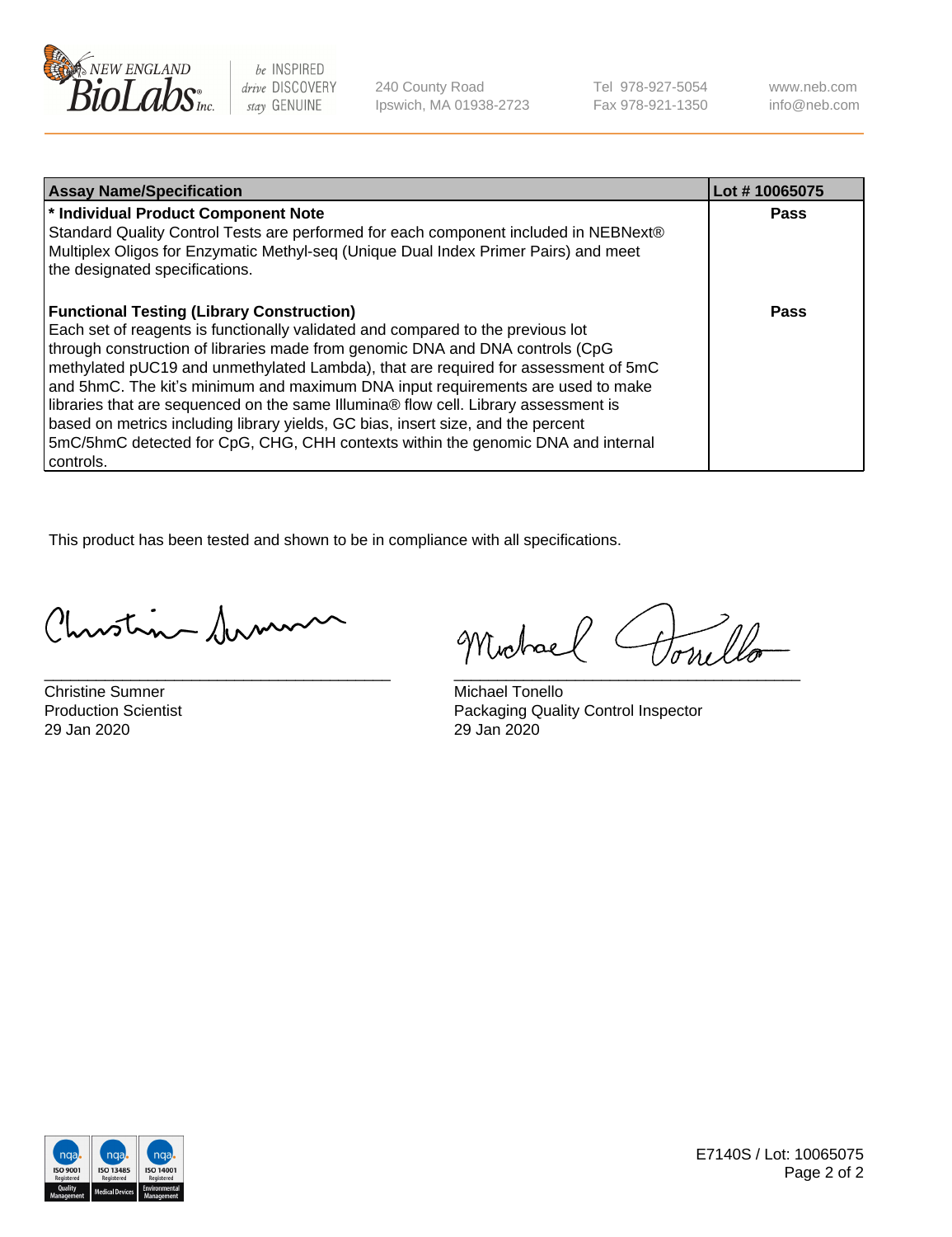| Assay Name/Specification | Lot # 10065075 |
|---|---|
| **\* Individual Product Component Note**<br>Standard Quality Control Tests are performed for each component included in NEBNext® Multiplex Oligos for Enzymatic Methyl-seq (Unique Dual Index Primer Pairs) and meet the designated specifications. | **Pass** |
| **Functional Testing (Library Construction)**<br>Each set of reagents is functionally validated and compared to the previous lot through construction of libraries made from genomic DNA and DNA controls (CpG methylated pUC19 and unmethylated Lambda), that are required for assessment of 5mC and 5hmC. The kit's minimum and maximum DNA input requirements are used to make libraries that are sequenced on the same Illumina® flow cell. Library assessment is based on metrics including library yields, GC bias, insert size, and the percent 5mC/5hmC detected for CpG, CHG, CHH contexts within the genomic DNA and internal controls. | **Pass** |

This product has been tested and shown to be in compliance with all specifications.

Christine Sumner
Production Scientist
29 Jan 2020

Michael Tonello
Packaging Quality Control Inspector
29 Jan 2020

E7140S / Lot: 10065075